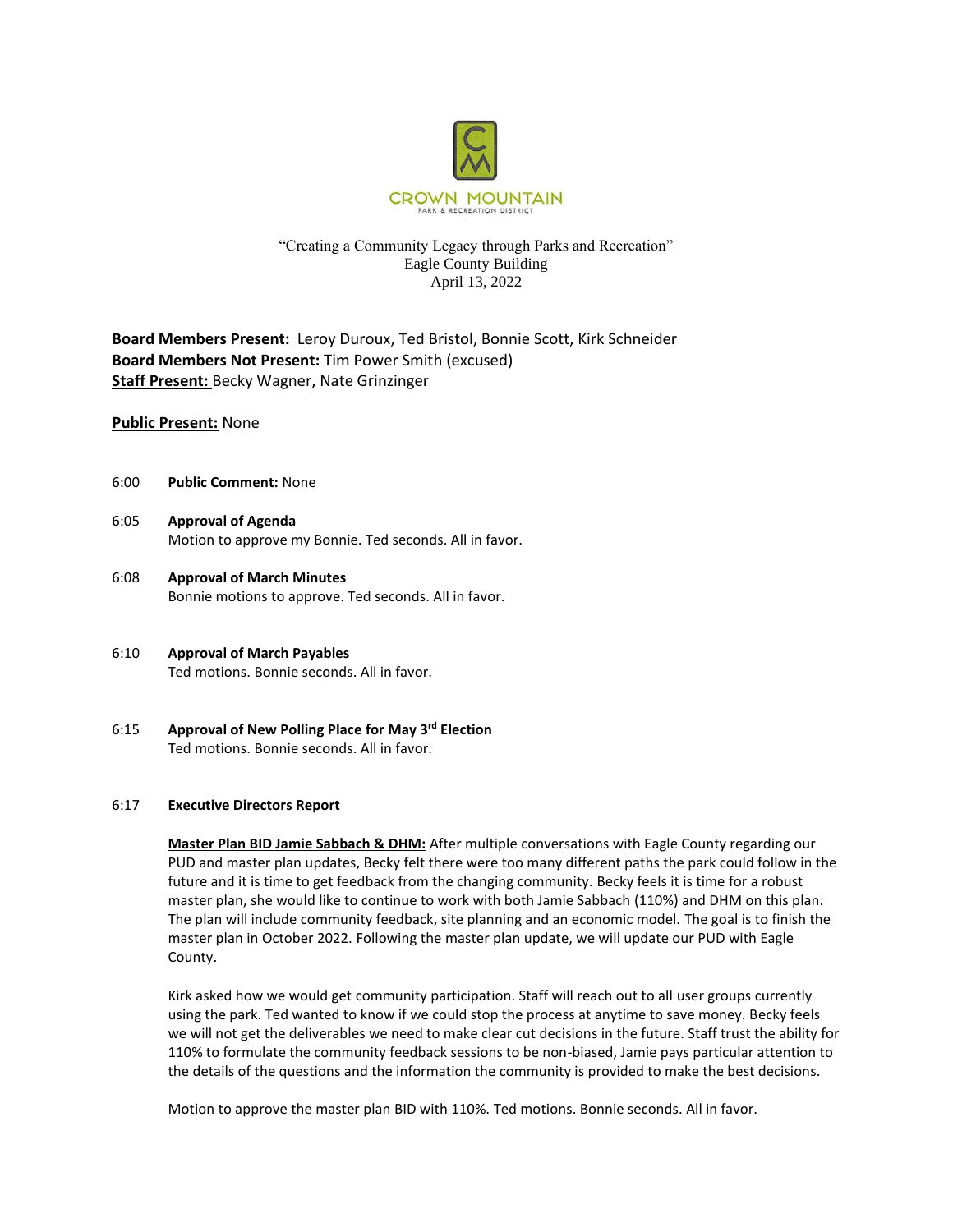CROWN MOUNTAIN

PARK & RECREATION DISTRICT

"Creating a Community Legacy through Parks and Recreation"
Eagle County Building
April 13, 2022

**Board Members Present:** Leroy Duroux, Ted Bristol, Bonnie Scott, Kirk Schneider
**Board Members Not Present:** Tim Power Smith (excused)
**Staff Present:** Becky Wagner, Nate Grinzinger

**Public Present:** None

6:00 **Public Comment:** None

6:05 **Approval of Agenda**
Motion to approve my Bonnie. Ted seconds. All in favor.

6:08 **Approval of March Minutes**
Bonnie motions to approve. Ted seconds. All in favor.

6:10 **Approval of March Payables**
Ted motions. Bonnie seconds. All in favor.

6:15 **Approval of New Polling Place for May 3rd Election**
Ted motions. Bonnie seconds. All in favor.

6:17 **Executive Directors Report**

**Master Plan BID Jamie Sabbach & DHM:** After multiple conversations with Eagle County regarding our PUD and master plan updates, Becky felt there were too many different paths the park could follow in the future and it is time to get feedback from the changing community. Becky feels it is time for a robust master plan, she would like to continue to work with both Jamie Sabbach (110%) and DHM on this plan. The plan will include community feedback, site planning and an economic model. The goal is to finish the master plan in October 2022. Following the master plan update, we will update our PUD with Eagle County.

Kirk asked how we would get community participation. Staff will reach out to all user groups currently using the park. Ted wanted to know if we could stop the process at anytime to save money. Becky feels we will not get the deliverables we need to make clear cut decisions in the future. Staff trust the ability for 110% to formulate the community feedback sessions to be non-biased, Jamie pays particular attention to the details of the questions and the information the community is provided to make the best decisions.

Motion to approve the master plan BID with 110%. Ted motions. Bonnie seconds. All in favor.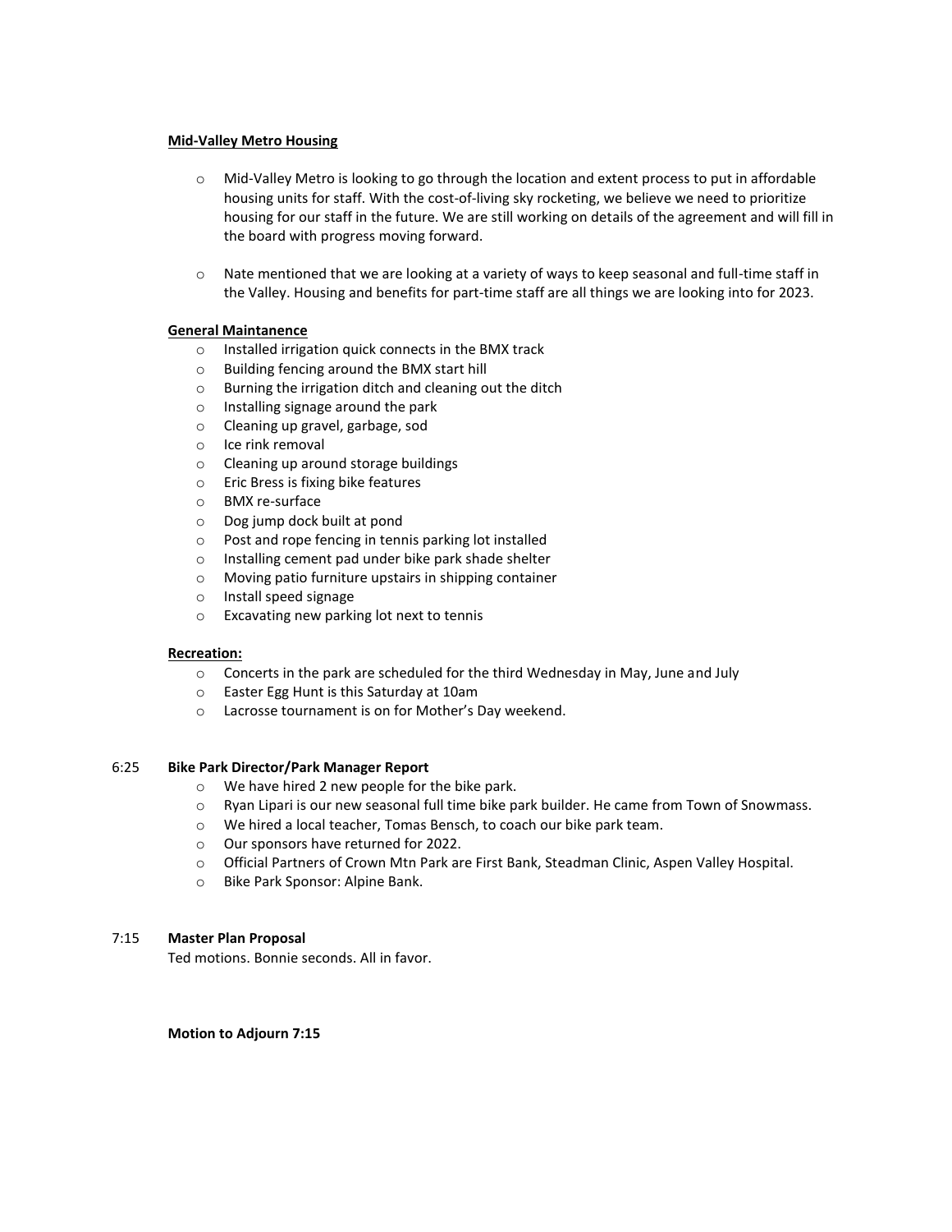**Mid-Valley Metro Housing**

- Mid-Valley Metro is looking to go through the location and extent process to put in affordable housing units for staff. With the cost-of-living sky rocketing, we believe we need to prioritize housing for our staff in the future. We are still working on details of the agreement and will fill in the board with progress moving forward.

- Nate mentioned that we are looking at a variety of ways to keep seasonal and full-time staff in the Valley. Housing and benefits for part-time staff are all things we are looking into for 2023.

**General Maintanence**

- Installed irrigation quick connects in the BMX track
- Building fencing around the BMX start hill
- Burning the irrigation ditch and cleaning out the ditch
- Installing signage around the park
- Cleaning up gravel, garbage, sod
- Ice rink removal
- Cleaning up around storage buildings
- Eric Bress is fixing bike features
- BMX re-surface
- Dog jump dock built at pond
- Post and rope fencing in tennis parking lot installed
- Installing cement pad under bike park shade shelter
- Moving patio furniture upstairs in shipping container
- Install speed signage
- Excavating new parking lot next to tennis

**Recreation:**

- Concerts in the park are scheduled for the third Wednesday in May, June and July
- Easter Egg Hunt is this Saturday at 10am
- Lacrosse tournament is on for Mother's Day weekend.

6:25 **Bike Park Director/Park Manager Report**

- We have hired 2 new people for the bike park.
- Ryan Lipari is our new seasonal full time bike park builder. He came from Town of Snowmass.
- We hired a local teacher, Tomas Bensch, to coach our bike park team.
- Our sponsors have returned for 2022.
- Official Partners of Crown Mtn Park are First Bank, Steadman Clinic, Aspen Valley Hospital.
- Bike Park Sponsor: Alpine Bank.

7:15 **Master Plan Proposal**

Ted motions. Bonnie seconds. All in favor.

**Motion to Adjourn 7:15**